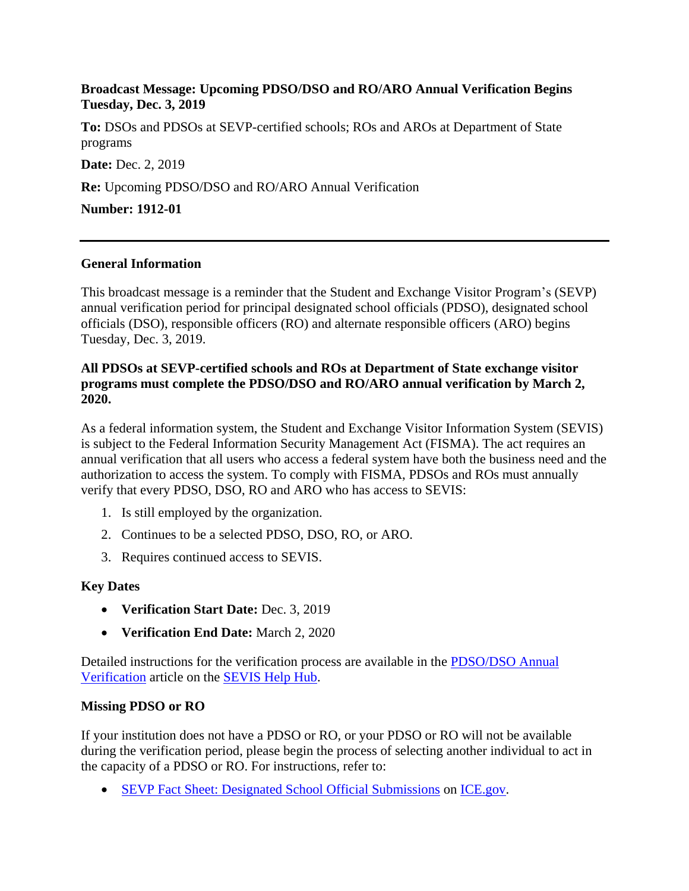**Broadcast Message: Upcoming PDSO/DSO and RO/ARO Annual Verification Begins Tuesday, Dec. 3, 2019**

**To:** DSOs and PDSOs at SEVP-certified schools; ROs and AROs at Department of State programs

**Date:** Dec. 2, 2019

**Re:** Upcoming PDSO/DSO and RO/ARO Annual Verification

**Number: 1912-01**

---

## General Information

This broadcast message is a reminder that the Student and Exchange Visitor Program's (SEVP) annual verification period for principal designated school officials (PDSO), designated school officials (DSO), responsible officers (RO) and alternate responsible officers (ARO) begins Tuesday, Dec. 3, 2019.

**All PDSOs at SEVP-certified schools and ROs at Department of State exchange visitor programs must complete the PDSO/DSO and RO/ARO annual verification by March 2, 2020.**

As a federal information system, the Student and Exchange Visitor Information System (SEVIS) is subject to the Federal Information Security Management Act (FISMA). The act requires an annual verification that all users who access a federal system have both the business need and the authorization to access the system. To comply with FISMA, PDSOs and ROs must annually verify that every PDSO, DSO, RO and ARO who has access to SEVIS:

1. Is still employed by the organization.
2. Continues to be a selected PDSO, DSO, RO, or ARO.
3. Requires continued access to SEVIS.

## Key Dates

- **Verification Start Date:** Dec. 3, 2019
- **Verification End Date:** March 2, 2020

Detailed instructions for the verification process are available in the PDSO/DSO Annual Verification article on the SEVIS Help Hub.

## Missing PDSO or RO

If your institution does not have a PDSO or RO, or your PDSO or RO will not be available during the verification period, please begin the process of selecting another individual to act in the capacity of a PDSO or RO. For instructions, refer to:

- SEVP Fact Sheet: Designated School Official Submissions on ICE.gov.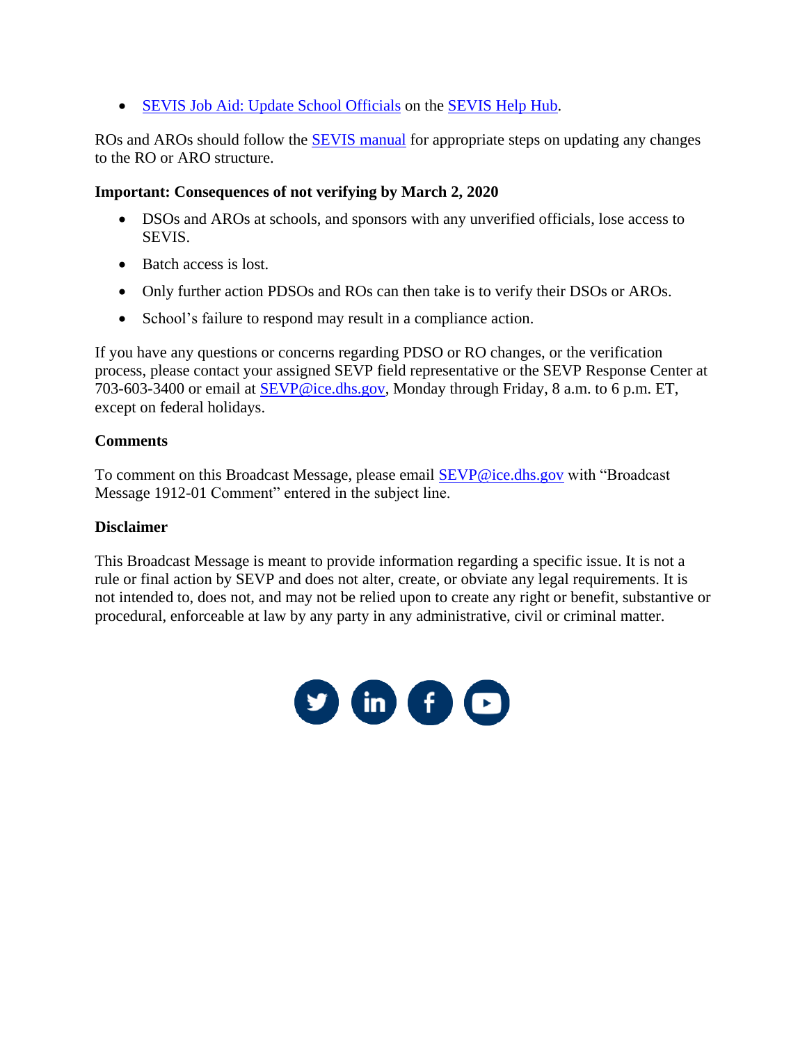- SEVIS Job Aid: Update School Officials on the SEVIS Help Hub.

ROs and AROs should follow the SEVIS manual for appropriate steps on updating any changes to the RO or ARO structure.

**Important: Consequences of not verifying by March 2, 2020**

- DSOs and AROs at schools, and sponsors with any unverified officials, lose access to SEVIS.
- Batch access is lost.
- Only further action PDSOs and ROs can then take is to verify their DSOs or AROs.
- School's failure to respond may result in a compliance action.

If you have any questions or concerns regarding PDSO or RO changes, or the verification process, please contact your assigned SEVP field representative or the SEVP Response Center at 703-603-3400 or email at SEVP@ice.dhs.gov, Monday through Friday, 8 a.m. to 6 p.m. ET, except on federal holidays.

**Comments**

To comment on this Broadcast Message, please email SEVP@ice.dhs.gov with "Broadcast Message 1912-01 Comment" entered in the subject line.

**Disclaimer**

This Broadcast Message is meant to provide information regarding a specific issue. It is not a rule or final action by SEVP and does not alter, create, or obviate any legal requirements. It is not intended to, does not, and may not be relied upon to create any right or benefit, substantive or procedural, enforceable at law by any party in any administrative, civil or criminal matter.